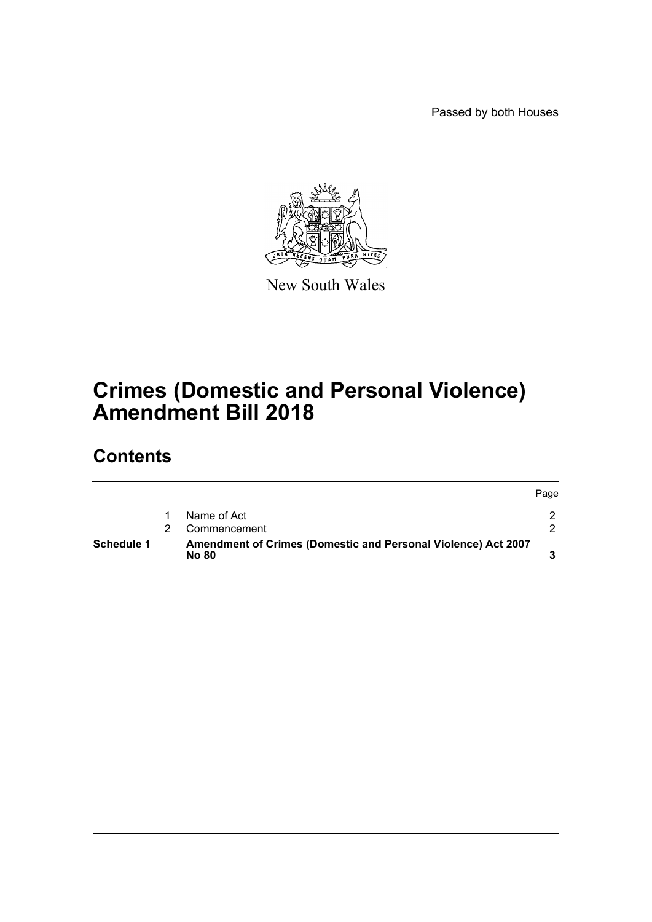Passed by both Houses

New South Wales

# Crimes (Domestic and Personal Violence) Amendment Bill 2018

## Contents

| | | | Page |
|---|---|---|---|
| | 1 | Name of Act | 2 |
| | 2 | Commencement | 2 |
| **Schedule 1** | | **Amendment of Crimes (Domestic and Personal Violence) Act 2007 No 80** | **3** |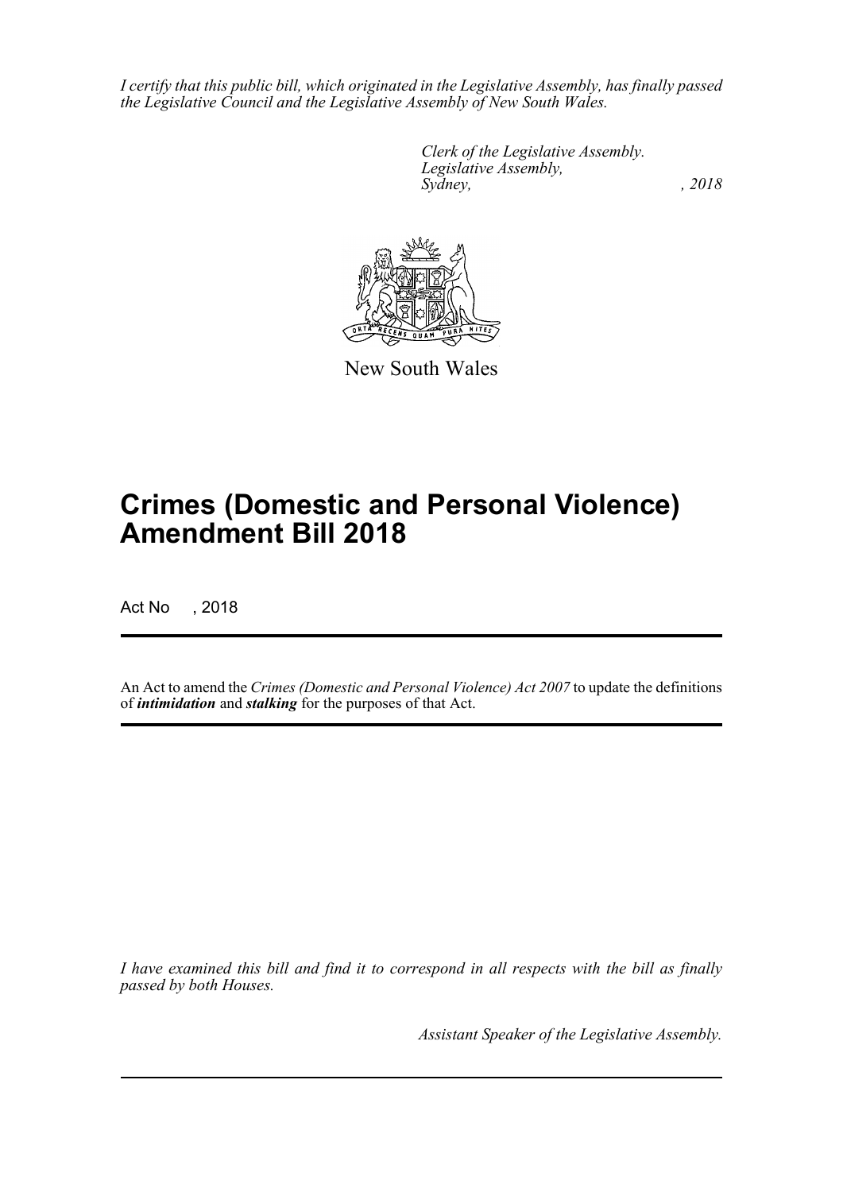*I certify that this public bill, which originated in the Legislative Assembly, has finally passed the Legislative Council and the Legislative Assembly of New South Wales.*

*Clerk of the Legislative Assembly.*
*Legislative Assembly,*
*Sydney, , 2018*

New South Wales

# Crimes (Domestic and Personal Violence) Amendment Bill 2018

Act No , 2018

An Act to amend the *Crimes (Domestic and Personal Violence) Act 2007* to update the definitions of ***intimidation*** and ***stalking*** for the purposes of that Act.

*I have examined this bill and find it to correspond in all respects with the bill as finally passed by both Houses.*

*Assistant Speaker of the Legislative Assembly.*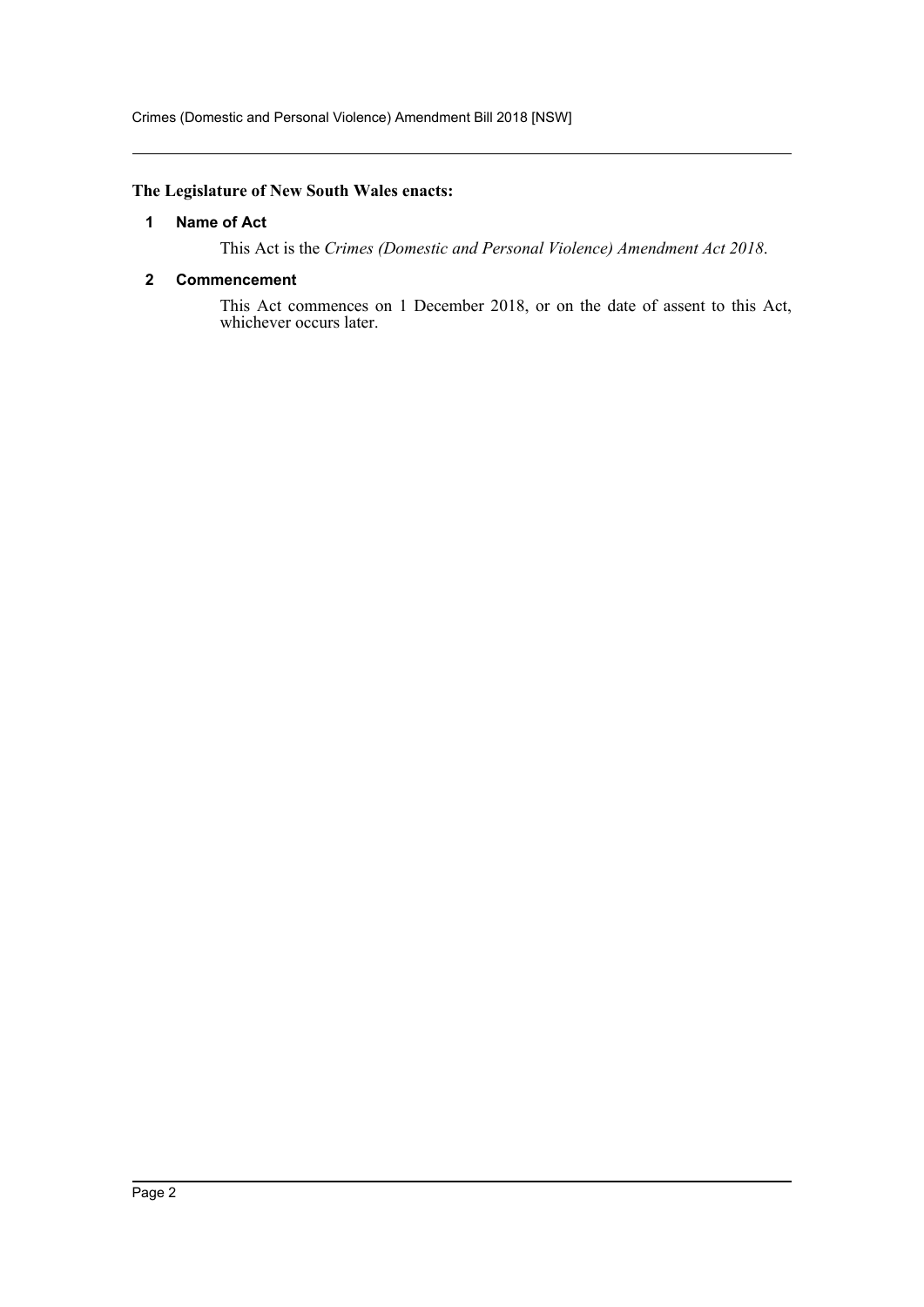**The Legislature of New South Wales enacts:**

### 1 Name of Act

This Act is the *Crimes (Domestic and Personal Violence) Amendment Act 2018*.

### 2 Commencement

This Act commences on 1 December 2018, or on the date of assent to this Act, whichever occurs later.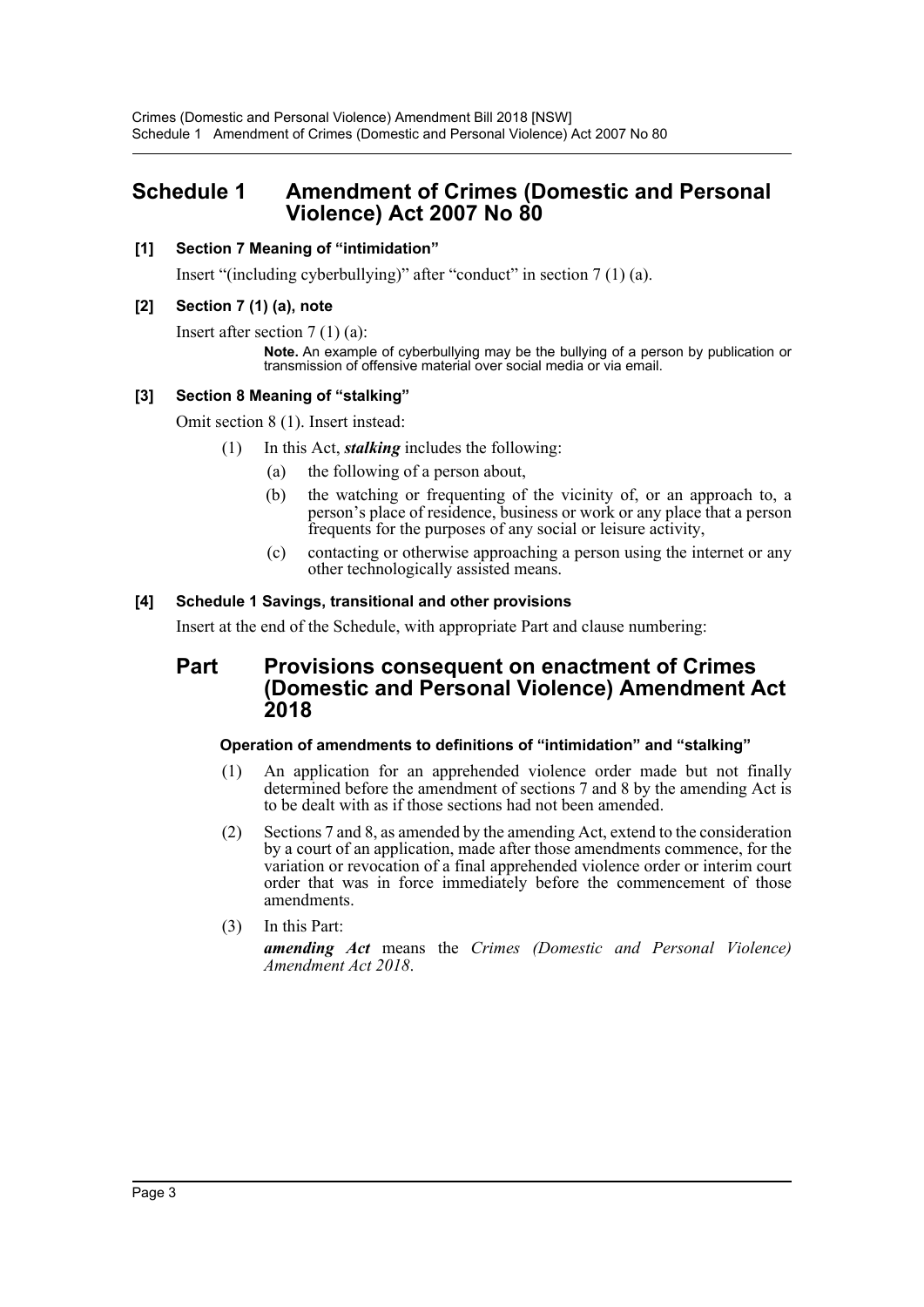# Schedule 1 Amendment of Crimes (Domestic and Personal Violence) Act 2007 No 80

### [1] Section 7 Meaning of "intimidation"

Insert "(including cyberbullying)" after "conduct" in section 7 (1) (a).

### [2] Section 7 (1) (a), note

Insert after section 7 (1) (a):

**Note.** An example of cyberbullying may be the bullying of a person by publication or transmission of offensive material over social media or via email.

### [3] Section 8 Meaning of "stalking"

Omit section 8 (1). Insert instead:

(1) In this Act, ***stalking*** includes the following:

(a) the following of a person about,

(b) the watching or frequenting of the vicinity of, or an approach to, a person's place of residence, business or work or any place that a person frequents for the purposes of any social or leisure activity,

(c) contacting or otherwise approaching a person using the internet or any other technologically assisted means.

### [4] Schedule 1 Savings, transitional and other provisions

Insert at the end of the Schedule, with appropriate Part and clause numbering:

## Part Provisions consequent on enactment of Crimes (Domestic and Personal Violence) Amendment Act 2018

#### Operation of amendments to definitions of "intimidation" and "stalking"

(1) An application for an apprehended violence order made but not finally determined before the amendment of sections 7 and 8 by the amending Act is to be dealt with as if those sections had not been amended.

(2) Sections 7 and 8, as amended by the amending Act, extend to the consideration by a court of an application, made after those amendments commence, for the variation or revocation of a final apprehended violence order or interim court order that was in force immediately before the commencement of those amendments.

(3) In this Part:

***amending Act*** means the *Crimes (Domestic and Personal Violence) Amendment Act 2018*.